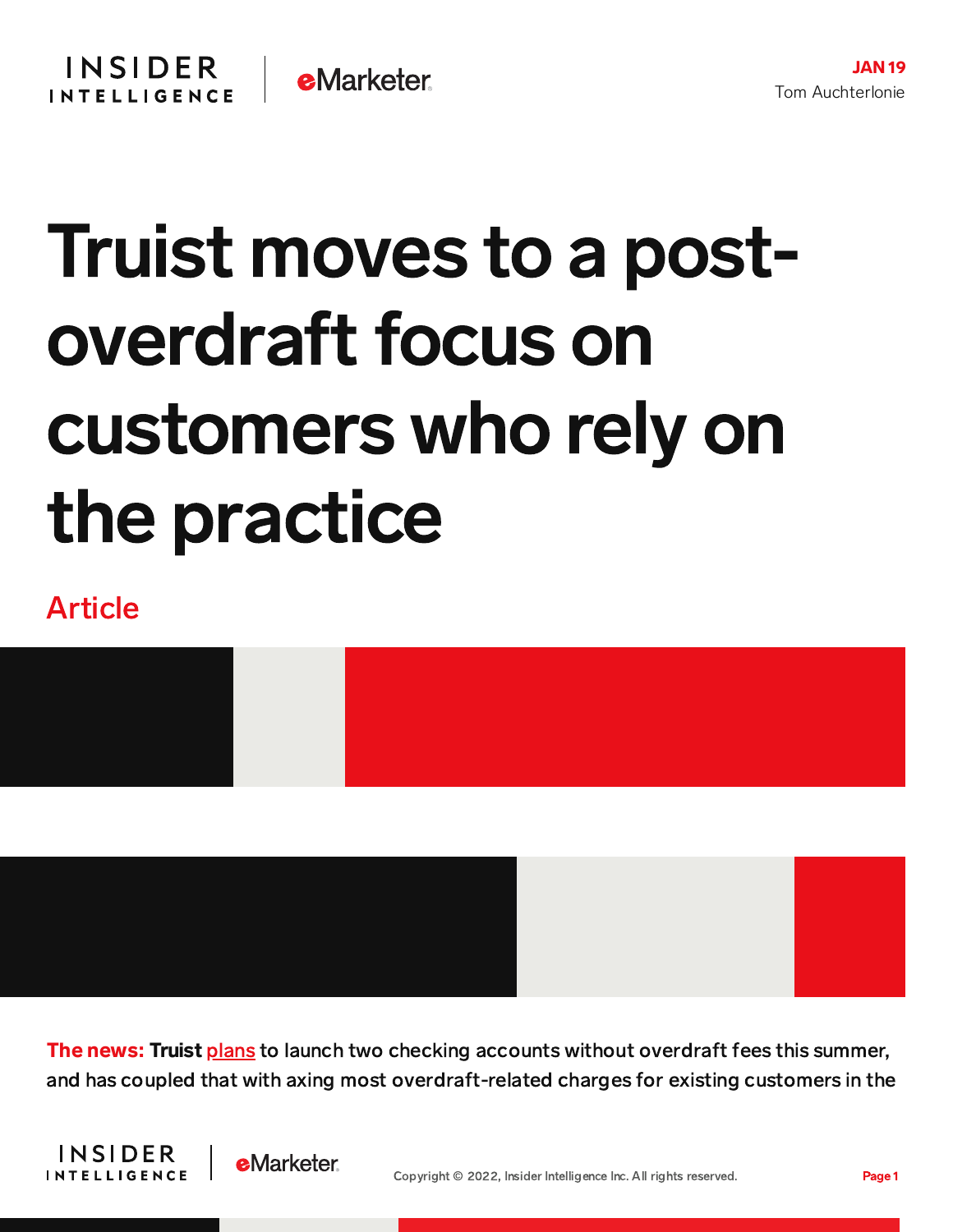JAN 19
Tom Auchterlonie

# Truist moves to a post-overdraft focus on customers who rely on the practice

Article

**The news:** **Truist** plans to launch two checking accounts without overdraft fees this summer, and has coupled that with axing most overdraft-related charges for existing customers in the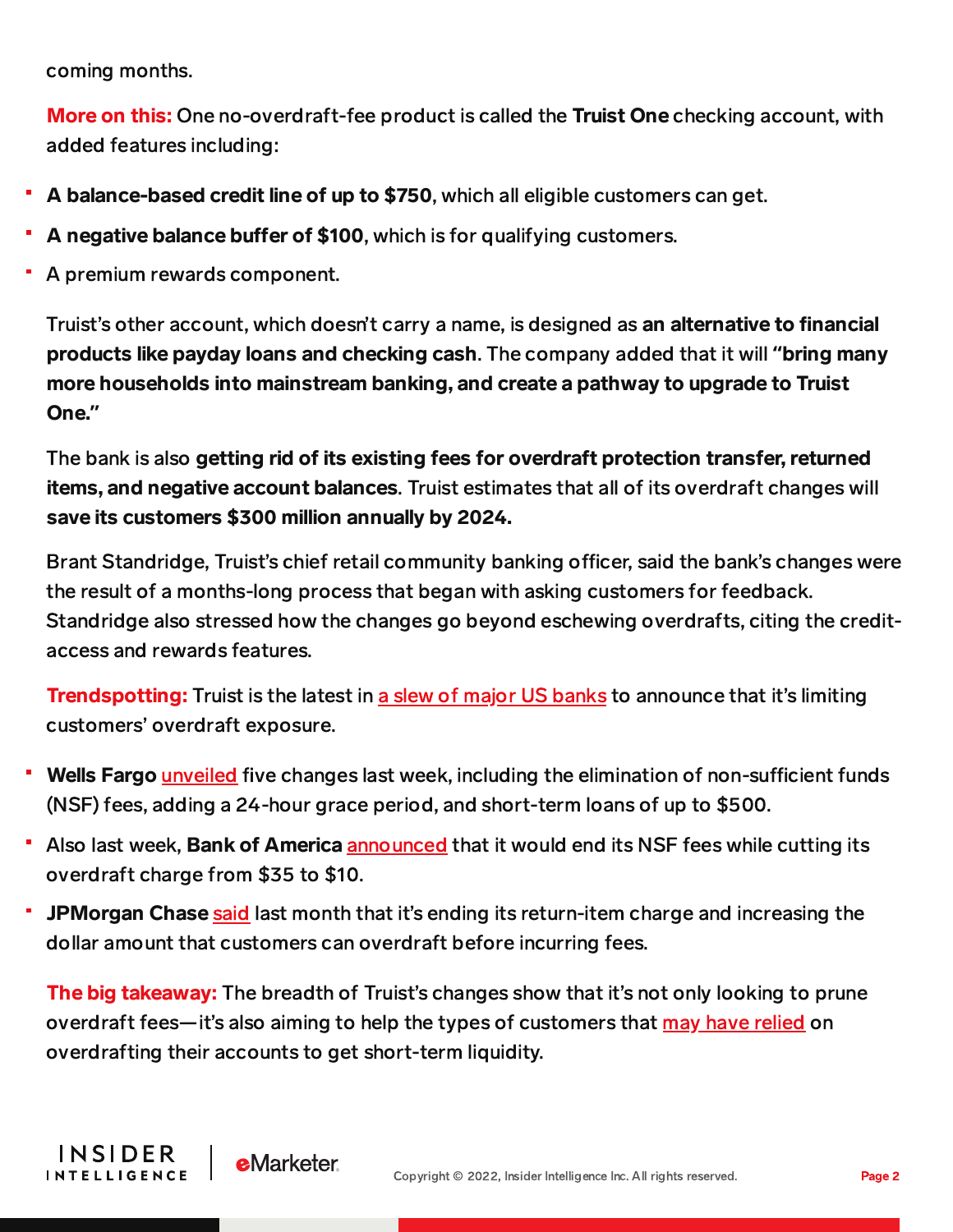coming months.

**More on this:** One no-overdraft-fee product is called the **Truist One** checking account, with added features including:

- **A balance-based credit line of up to $750**, which all eligible customers can get.
- **A negative balance buffer of $100**, which is for qualifying customers.
- A premium rewards component.

Truist's other account, which doesn't carry a name, is designed as **an alternative to financial products like payday loans and checking cash**. The company added that it will **"bring many more households into mainstream banking, and create a pathway to upgrade to Truist One."**

The bank is also **getting rid of its existing fees for overdraft protection transfer, returned items, and negative account balances**. Truist estimates that all of its overdraft changes will **save its customers $300 million annually by 2024.**

Brant Standridge, Truist's chief retail community banking officer, said the bank's changes were the result of a months-long process that began with asking customers for feedback. Standridge also stressed how the changes go beyond eschewing overdrafts, citing the credit-access and rewards features.

**Trendspotting:** Truist is the latest in a slew of major US banks to announce that it's limiting customers' overdraft exposure.

- **Wells Fargo** unveiled five changes last week, including the elimination of non-sufficient funds (NSF) fees, adding a 24-hour grace period, and short-term loans of up to $500.
- Also last week, **Bank of America** announced that it would end its NSF fees while cutting its overdraft charge from $35 to $10.
- **JPMorgan Chase** said last month that it's ending its return-item charge and increasing the dollar amount that customers can overdraft before incurring fees.

**The big takeaway:** The breadth of Truist's changes show that it's not only looking to prune overdraft fees—it's also aiming to help the types of customers that may have relied on overdrafting their accounts to get short-term liquidity.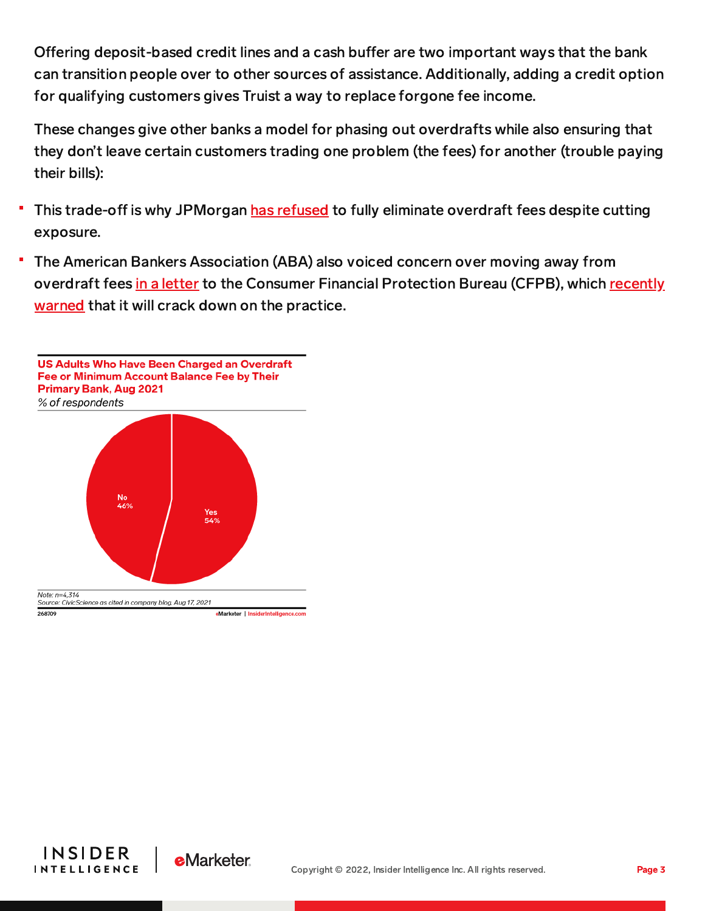Offering deposit-based credit lines and a cash buffer are two important ways that the bank can transition people over to other sources of assistance. Additionally, adding a credit option for qualifying customers gives Truist a way to replace forgone fee income.

These changes give other banks a model for phasing out overdrafts while also ensuring that they don't leave certain customers trading one problem (the fees) for another (trouble paying their bills):

- This trade-off is why JPMorgan has refused to fully eliminate overdraft fees despite cutting exposure.
- The American Bankers Association (ABA) also voiced concern over moving away from overdraft fees in a letter to the Consumer Financial Protection Bureau (CFPB), which recently warned that it will crack down on the practice.

**US Adults Who Have Been Charged an Overdraft Fee or Minimum Account Balance Fee by Their Primary Bank, Aug 2021**

*% of respondents*

No
46%

Yes
54%

Note: n=4,314
Source: CivicScience as cited in company blog, Aug 17, 2021
268709

eMarketer | InsiderIntelligence.com